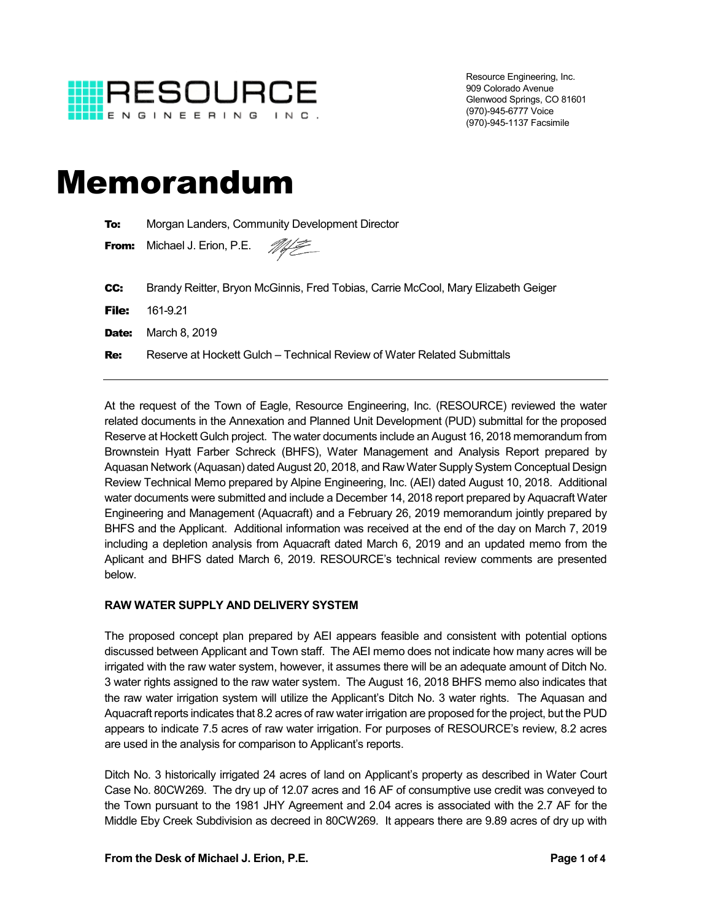RESOURCE ENGINEERING INC.

Resource Engineering, Inc.
909 Colorado Avenue
Glenwood Springs, CO 81601
(970)-945-6777 Voice
(970)-945-1137 Facsimile

# Memorandum

**To:** Morgan Landers, Community Development Director

**From:** Michael J. Erion, P.E.

**CC:** Brandy Reitter, Bryon McGinnis, Fred Tobias, Carrie McCool, Mary Elizabeth Geiger

**File:** 161-9.21

**Date:** March 8, 2019

**Re:** Reserve at Hockett Gulch – Technical Review of Water Related Submittals

---

At the request of the Town of Eagle, Resource Engineering, Inc. (RESOURCE) reviewed the water related documents in the Annexation and Planned Unit Development (PUD) submittal for the proposed Reserve at Hockett Gulch project. The water documents include an August 16, 2018 memorandum from Brownstein Hyatt Farber Schreck (BHFS), Water Management and Analysis Report prepared by Aquasan Network (Aquasan) dated August 20, 2018, and Raw Water Supply System Conceptual Design Review Technical Memo prepared by Alpine Engineering, Inc. (AEI) dated August 10, 2018. Additional water documents were submitted and include a December 14, 2018 report prepared by Aquacraft Water Engineering and Management (Aquacraft) and a February 26, 2019 memorandum jointly prepared by BHFS and the Applicant. Additional information was received at the end of the day on March 7, 2019 including a depletion analysis from Aquacraft dated March 6, 2019 and an updated memo from the Aplicant and BHFS dated March 6, 2019. RESOURCE's technical review comments are presented below.

**RAW WATER SUPPLY AND DELIVERY SYSTEM**

The proposed concept plan prepared by AEI appears feasible and consistent with potential options discussed between Applicant and Town staff. The AEI memo does not indicate how many acres will be irrigated with the raw water system, however, it assumes there will be an adequate amount of Ditch No. 3 water rights assigned to the raw water system. The August 16, 2018 BHFS memo also indicates that the raw water irrigation system will utilize the Applicant's Ditch No. 3 water rights. The Aquasan and Aquacraft reports indicates that 8.2 acres of raw water irrigation are proposed for the project, but the PUD appears to indicate 7.5 acres of raw water irrigation. For purposes of RESOURCE's review, 8.2 acres are used in the analysis for comparison to Applicant's reports.

Ditch No. 3 historically irrigated 24 acres of land on Applicant's property as described in Water Court Case No. 80CW269. The dry up of 12.07 acres and 16 AF of consumptive use credit was conveyed to the Town pursuant to the 1981 JHY Agreement and 2.04 acres is associated with the 2.7 AF for the Middle Eby Creek Subdivision as decreed in 80CW269. It appears there are 9.89 acres of dry up with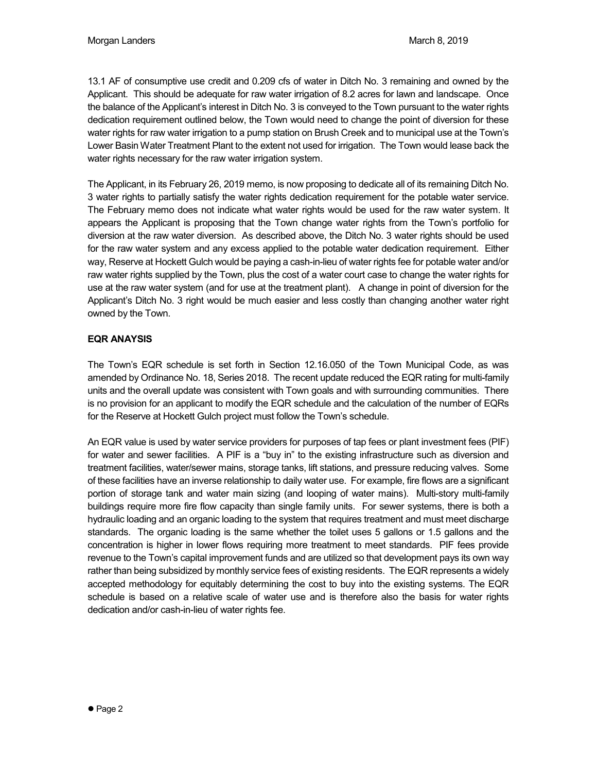13.1 AF of consumptive use credit and 0.209 cfs of water in Ditch No. 3 remaining and owned by the Applicant. This should be adequate for raw water irrigation of 8.2 acres for lawn and landscape. Once the balance of the Applicant's interest in Ditch No. 3 is conveyed to the Town pursuant to the water rights dedication requirement outlined below, the Town would need to change the point of diversion for these water rights for raw water irrigation to a pump station on Brush Creek and to municipal use at the Town's Lower Basin Water Treatment Plant to the extent not used for irrigation. The Town would lease back the water rights necessary for the raw water irrigation system.

The Applicant, in its February 26, 2019 memo, is now proposing to dedicate all of its remaining Ditch No. 3 water rights to partially satisfy the water rights dedication requirement for the potable water service. The February memo does not indicate what water rights would be used for the raw water system. It appears the Applicant is proposing that the Town change water rights from the Town's portfolio for diversion at the raw water diversion. As described above, the Ditch No. 3 water rights should be used for the raw water system and any excess applied to the potable water dedication requirement. Either way, Reserve at Hockett Gulch would be paying a cash-in-lieu of water rights fee for potable water and/or raw water rights supplied by the Town, plus the cost of a water court case to change the water rights for use at the raw water system (and for use at the treatment plant). A change in point of diversion for the Applicant's Ditch No. 3 right would be much easier and less costly than changing another water right owned by the Town.

**EQR ANAYSIS**

The Town's EQR schedule is set forth in Section 12.16.050 of the Town Municipal Code, as was amended by Ordinance No. 18, Series 2018. The recent update reduced the EQR rating for multi-family units and the overall update was consistent with Town goals and with surrounding communities. There is no provision for an applicant to modify the EQR schedule and the calculation of the number of EQRs for the Reserve at Hockett Gulch project must follow the Town's schedule.

An EQR value is used by water service providers for purposes of tap fees or plant investment fees (PIF) for water and sewer facilities. A PIF is a "buy in" to the existing infrastructure such as diversion and treatment facilities, water/sewer mains, storage tanks, lift stations, and pressure reducing valves. Some of these facilities have an inverse relationship to daily water use. For example, fire flows are a significant portion of storage tank and water main sizing (and looping of water mains). Multi-story multi-family buildings require more fire flow capacity than single family units. For sewer systems, there is both a hydraulic loading and an organic loading to the system that requires treatment and must meet discharge standards. The organic loading is the same whether the toilet uses 5 gallons or 1.5 gallons and the concentration is higher in lower flows requiring more treatment to meet standards. PIF fees provide revenue to the Town's capital improvement funds and are utilized so that development pays its own way rather than being subsidized by monthly service fees of existing residents. The EQR represents a widely accepted methodology for equitably determining the cost to buy into the existing systems. The EQR schedule is based on a relative scale of water use and is therefore also the basis for water rights dedication and/or cash-in-lieu of water rights fee.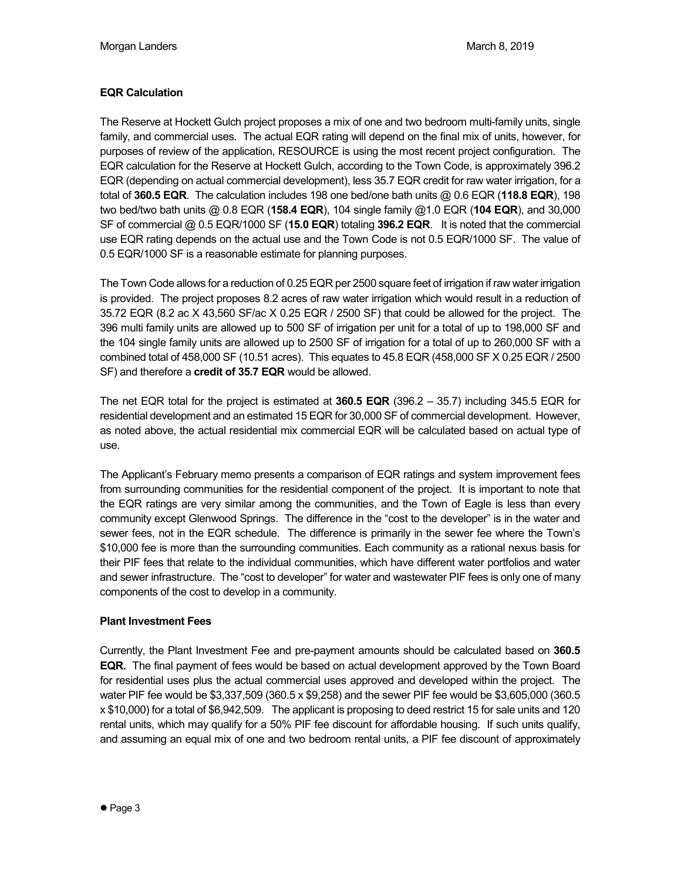**EQR Calculation**

The Reserve at Hockett Gulch project proposes a mix of one and two bedroom multi-family units, single family, and commercial uses. The actual EQR rating will depend on the final mix of units, however, for purposes of review of the application, RESOURCE is using the most recent project configuration. The EQR calculation for the Reserve at Hockett Gulch, according to the Town Code, is approximately 396.2 EQR (depending on actual commercial development), less 35.7 EQR credit for raw water irrigation, for a total of **360.5 EQR**. The calculation includes 198 one bed/one bath units @ 0.6 EQR (**118.8 EQR**), 198 two bed/two bath units @ 0.8 EQR (**158.4 EQR**), 104 single family @1.0 EQR (**104 EQR**), and 30,000 SF of commercial @ 0.5 EQR/1000 SF (**15.0 EQR**) totaling **396.2 EQR**. It is noted that the commercial use EQR rating depends on the actual use and the Town Code is not 0.5 EQR/1000 SF. The value of 0.5 EQR/1000 SF is a reasonable estimate for planning purposes.

The Town Code allows for a reduction of 0.25 EQR per 2500 square feet of irrigation if raw water irrigation is provided. The project proposes 8.2 acres of raw water irrigation which would result in a reduction of 35.72 EQR (8.2 ac X 43,560 SF/ac X 0.25 EQR / 2500 SF) that could be allowed for the project. The 396 multi family units are allowed up to 500 SF of irrigation per unit for a total of up to 198,000 SF and the 104 single family units are allowed up to 2500 SF of irrigation for a total of up to 260,000 SF with a combined total of 458,000 SF (10.51 acres). This equates to 45.8 EQR (458,000 SF X 0.25 EQR / 2500 SF) and therefore a **credit of 35.7 EQR** would be allowed.

The net EQR total for the project is estimated at **360.5 EQR** (396.2 – 35.7) including 345.5 EQR for residential development and an estimated 15 EQR for 30,000 SF of commercial development. However, as noted above, the actual residential mix commercial EQR will be calculated based on actual type of use.

The Applicant's February memo presents a comparison of EQR ratings and system improvement fees from surrounding communities for the residential component of the project. It is important to note that the EQR ratings are very similar among the communities, and the Town of Eagle is less than every community except Glenwood Springs. The difference in the "cost to the developer" is in the water and sewer fees, not in the EQR schedule. The difference is primarily in the sewer fee where the Town's $10,000 fee is more than the surrounding communities. Each community as a rational nexus basis for their PIF fees that relate to the individual communities, which have different water portfolios and water and sewer infrastructure. The "cost to developer" for water and wastewater PIF fees is only one of many components of the cost to develop in a community.

**Plant Investment Fees**

Currently, the Plant Investment Fee and pre-payment amounts should be calculated based on **360.5 EQR.** The final payment of fees would be based on actual development approved by the Town Board for residential uses plus the actual commercial uses approved and developed within the project. The water PIF fee would be $3,337,509 (360.5 x $9,258) and the sewer PIF fee would be $3,605,000 (360.5 x $10,000) for a total of $6,942,509. The applicant is proposing to deed restrict 15 for sale units and 120 rental units, which may qualify for a 50% PIF fee discount for affordable housing. If such units qualify, and assuming an equal mix of one and two bedroom rental units, a PIF fee discount of approximately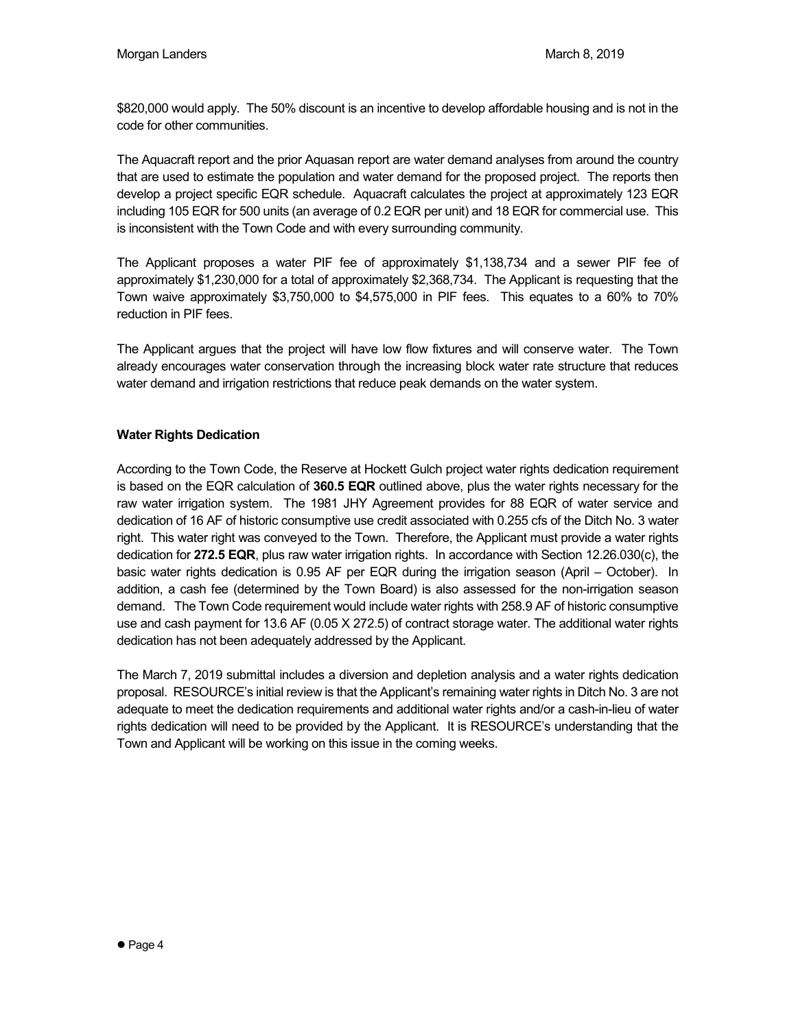$820,000 would apply. The 50% discount is an incentive to develop affordable housing and is not in the code for other communities.

The Aquacraft report and the prior Aquasan report are water demand analyses from around the country that are used to estimate the population and water demand for the proposed project. The reports then develop a project specific EQR schedule. Aquacraft calculates the project at approximately 123 EQR including 105 EQR for 500 units (an average of 0.2 EQR per unit) and 18 EQR for commercial use. This is inconsistent with the Town Code and with every surrounding community.

The Applicant proposes a water PIF fee of approximately $1,138,734 and a sewer PIF fee of approximately $1,230,000 for a total of approximately $2,368,734. The Applicant is requesting that the Town waive approximately $3,750,000 to $4,575,000 in PIF fees. This equates to a 60% to 70% reduction in PIF fees.

The Applicant argues that the project will have low flow fixtures and will conserve water. The Town already encourages water conservation through the increasing block water rate structure that reduces water demand and irrigation restrictions that reduce peak demands on the water system.

**Water Rights Dedication**

According to the Town Code, the Reserve at Hockett Gulch project water rights dedication requirement is based on the EQR calculation of **360.5 EQR** outlined above, plus the water rights necessary for the raw water irrigation system. The 1981 JHY Agreement provides for 88 EQR of water service and dedication of 16 AF of historic consumptive use credit associated with 0.255 cfs of the Ditch No. 3 water right. This water right was conveyed to the Town. Therefore, the Applicant must provide a water rights dedication for **272.5 EQR**, plus raw water irrigation rights. In accordance with Section 12.26.030(c), the basic water rights dedication is 0.95 AF per EQR during the irrigation season (April – October). In addition, a cash fee (determined by the Town Board) is also assessed for the non-irrigation season demand. The Town Code requirement would include water rights with 258.9 AF of historic consumptive use and cash payment for 13.6 AF (0.05 X 272.5) of contract storage water. The additional water rights dedication has not been adequately addressed by the Applicant.

The March 7, 2019 submittal includes a diversion and depletion analysis and a water rights dedication proposal. RESOURCE's initial review is that the Applicant's remaining water rights in Ditch No. 3 are not adequate to meet the dedication requirements and additional water rights and/or a cash-in-lieu of water rights dedication will need to be provided by the Applicant. It is RESOURCE's understanding that the Town and Applicant will be working on this issue in the coming weeks.